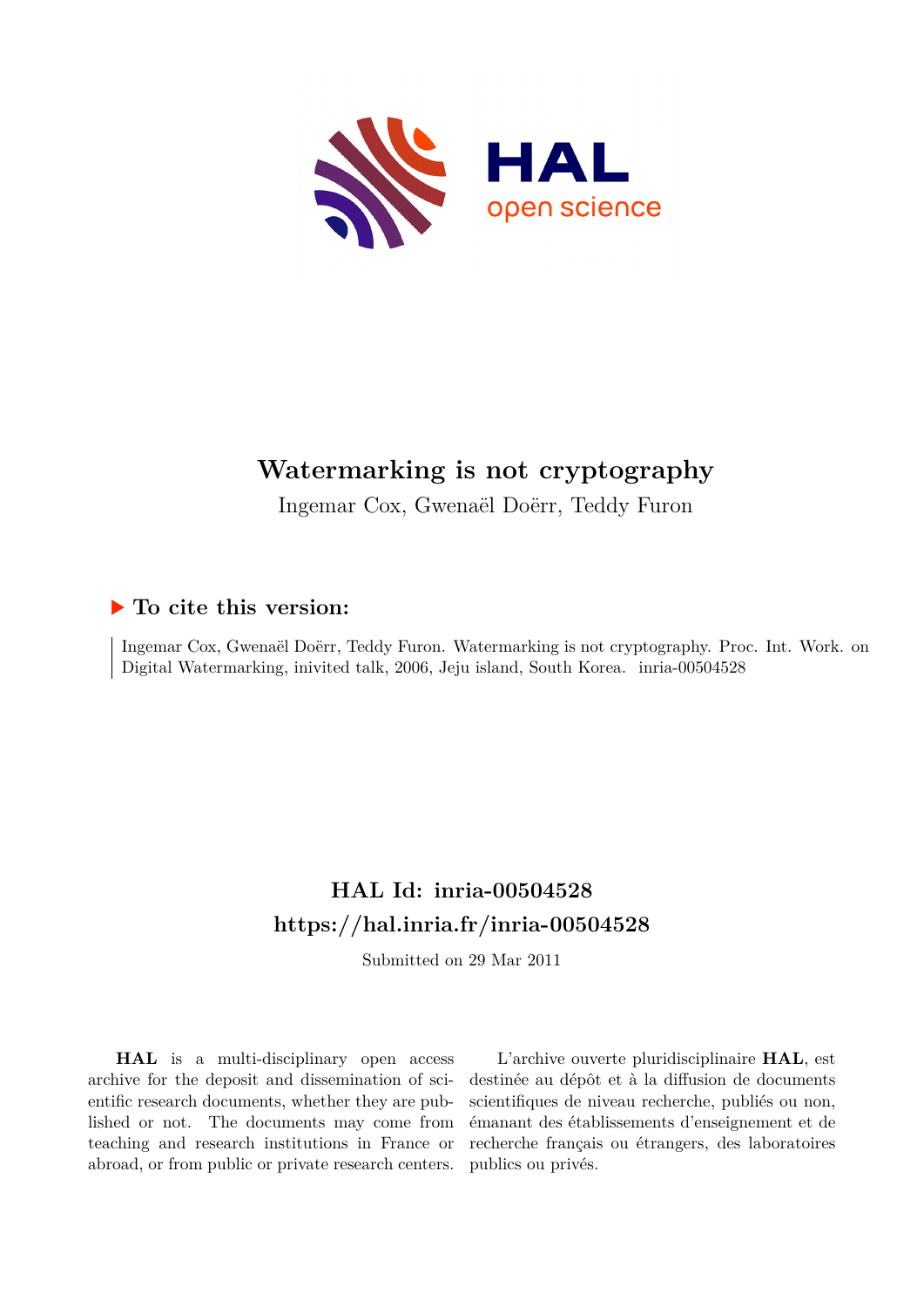# Watermarking is not cryptography

Ingemar Cox, Gwenaël Doërr, Teddy Furon

## ▶ To cite this version:

Ingemar Cox, Gwenaël Doërr, Teddy Furon. Watermarking is not cryptography. Proc. Int. Work. on Digital Watermarking, inivited talk, 2006, Jeju island, South Korea. inria-00504528

## HAL Id: inria-00504528
## https://hal.inria.fr/inria-00504528

Submitted on 29 Mar 2011

**HAL** is a multi-disciplinary open access archive for the deposit and dissemination of scientific research documents, whether they are published or not. The documents may come from teaching and research institutions in France or abroad, or from public or private research centers.

L'archive ouverte pluridisciplinaire **HAL**, est destinée au dépôt et à la diffusion de documents scientifiques de niveau recherche, publiés ou non, émanant des établissements d'enseignement et de recherche français ou étrangers, des laboratoires publics ou privés.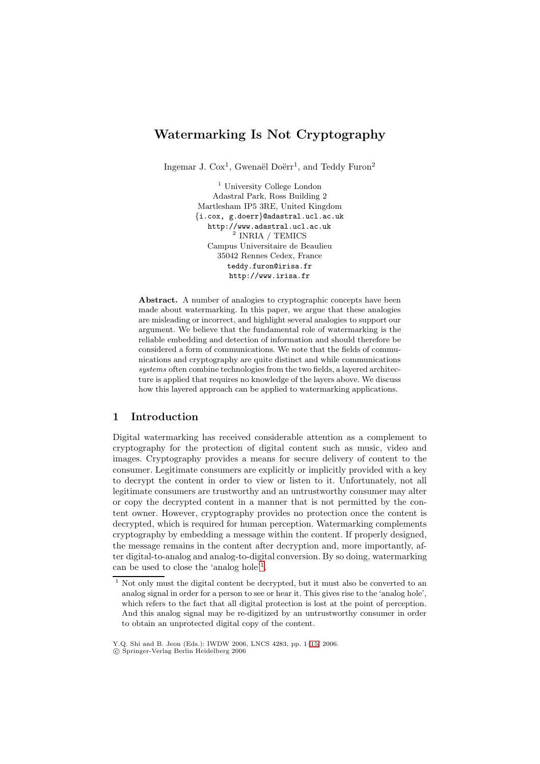# Watermarking Is Not Cryptography

Ingemar J. Cox[1], Gwenaël Doërr[1], and Teddy Furon[2]

[1] University College London
Adastral Park, Ross Building 2
Martlesham IP5 3RE, United Kingdom
{i.cox, g.doerr}@adastral.ucl.ac.uk
http://www.adastral.ucl.ac.uk

[2] INRIA / TEMICS
Campus Universitaire de Beaulieu
35042 Rennes Cedex, France
teddy.furon@irisa.fr
http://www.irisa.fr

**Abstract.** A number of analogies to cryptographic concepts have been made about watermarking. In this paper, we argue that these analogies are misleading or incorrect, and highlight several analogies to support our argument. We believe that the fundamental role of watermarking is the reliable embedding and detection of information and should therefore be considered a form of communications. We note that the fields of communications and cryptography are quite distinct and while communications *systems* often combine technologies from the two fields, a layered architecture is applied that requires no knowledge of the layers above. We discuss how this layered approach can be applied to watermarking applications.

## 1 Introduction

Digital watermarking has received considerable attention as a complement to cryptography for the protection of digital content such as music, video and images. Cryptography provides a means for secure delivery of content to the consumer. Legitimate consumers are explicitly or implicitly provided with a key to decrypt the content in order to view or listen to it. Unfortunately, not all legitimate consumers are trustworthy and an untrustworthy consumer may alter or copy the decrypted content in a manner that is not permitted by the content owner. However, cryptography provides no protection once the content is decrypted, which is required for human perception. Watermarking complements cryptography by embedding a message within the content. If properly designed, the message remains in the content after decryption and, more importantly, after digital-to-analog and analog-to-digital conversion. By so doing, watermarking can be used to close the 'analog hole'[1].

[1] Not only must the digital content be decrypted, but it must also be converted to an analog signal in order for a person to see or hear it. This gives rise to the 'analog hole', which refers to the fact that all digital protection is lost at the point of perception. And this analog signal may be re-digitized by an untrustworthy consumer in order to obtain an unprotected digital copy of the content.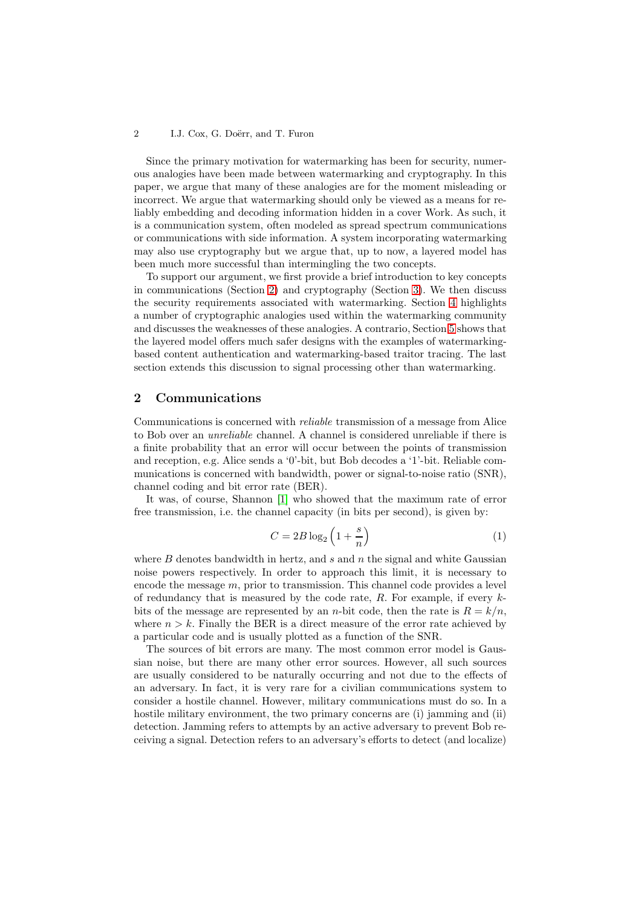Since the primary motivation for watermarking has been for security, numerous analogies have been made between watermarking and cryptography. In this paper, we argue that many of these analogies are for the moment misleading or incorrect. We argue that watermarking should only be viewed as a means for reliably embedding and decoding information hidden in a cover Work. As such, it is a communication system, often modeled as spread spectrum communications or communications with side information. A system incorporating watermarking may also use cryptography but we argue that, up to now, a layered model has been much more successful than intermingling the two concepts.

To support our argument, we first provide a brief introduction to key concepts in communications (Section 2) and cryptography (Section 3). We then discuss the security requirements associated with watermarking. Section 4 highlights a number of cryptographic analogies used within the watermarking community and discusses the weaknesses of these analogies. A contrario, Section 5 shows that the layered model offers much safer designs with the examples of watermarking-based content authentication and watermarking-based traitor tracing. The last section extends this discussion to signal processing other than watermarking.

## 2 Communications

Communications is concerned with *reliable* transmission of a message from Alice to Bob over an *unreliable* channel. A channel is considered unreliable if there is a finite probability that an error will occur between the points of transmission and reception, e.g. Alice sends a '0'-bit, but Bob decodes a '1'-bit. Reliable communications is concerned with bandwidth, power or signal-to-noise ratio (SNR), channel coding and bit error rate (BER).

It was, of course, Shannon [1] who showed that the maximum rate of error free transmission, i.e. the channel capacity (in bits per second), is given by:

$$C = 2B \log_2 \left(1 + \frac{s}{n}\right) \tag{1}$$

where $B$ denotes bandwidth in hertz, and $s$ and $n$ the signal and white Gaussian noise powers respectively. In order to approach this limit, it is necessary to encode the message $m$, prior to transmission. This channel code provides a level of redundancy that is measured by the code rate, $R$. For example, if every $k$-bits of the message are represented by an $n$-bit code, then the rate is $R = k/n$, where $n > k$. Finally the BER is a direct measure of the error rate achieved by a particular code and is usually plotted as a function of the SNR.

The sources of bit errors are many. The most common error model is Gaussian noise, but there are many other error sources. However, all such sources are usually considered to be naturally occurring and not due to the effects of an adversary. In fact, it is very rare for a civilian communications system to consider a hostile channel. However, military communications must do so. In a hostile military environment, the two primary concerns are (i) jamming and (ii) detection. Jamming refers to attempts by an active adversary to prevent Bob receiving a signal. Detection refers to an adversary's efforts to detect (and localize)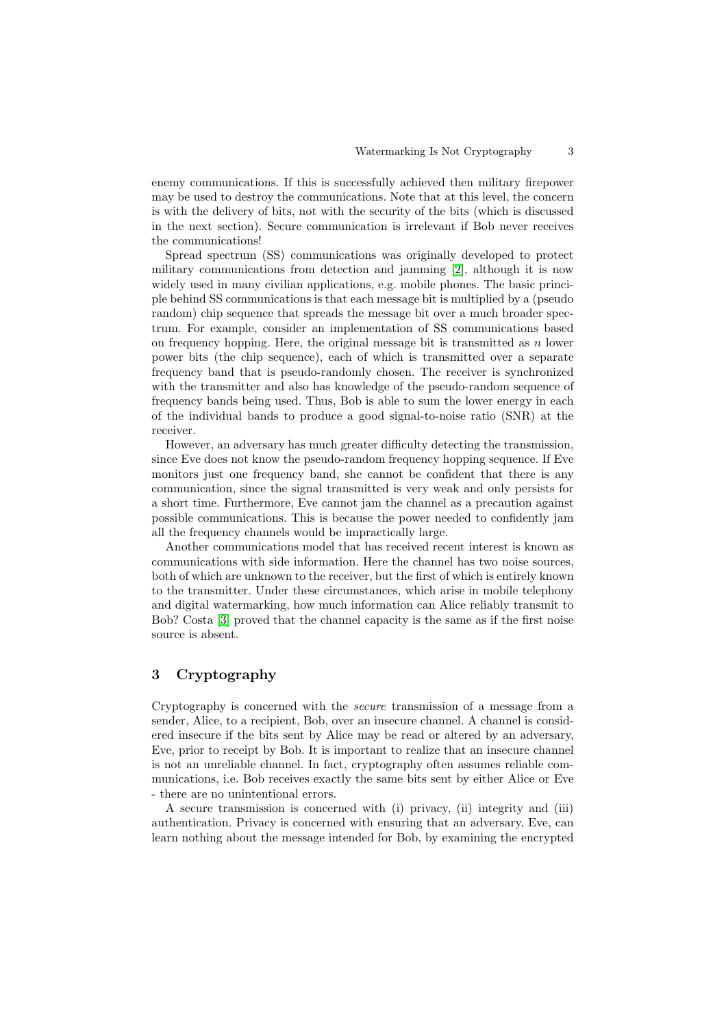enemy communications. If this is successfully achieved then military firepower may be used to destroy the communications. Note that at this level, the concern is with the delivery of bits, not with the security of the bits (which is discussed in the next section). Secure communication is irrelevant if Bob never receives the communications!

Spread spectrum (SS) communications was originally developed to protect military communications from detection and jamming [2], although it is now widely used in many civilian applications, e.g. mobile phones. The basic principle behind SS communications is that each message bit is multiplied by a (pseudo random) chip sequence that spreads the message bit over a much broader spectrum. For example, consider an implementation of SS communications based on frequency hopping. Here, the original message bit is transmitted as $n$ lower power bits (the chip sequence), each of which is transmitted over a separate frequency band that is pseudo-randomly chosen. The receiver is synchronized with the transmitter and also has knowledge of the pseudo-random sequence of frequency bands being used. Thus, Bob is able to sum the lower energy in each of the individual bands to produce a good signal-to-noise ratio (SNR) at the receiver.

However, an adversary has much greater difficulty detecting the transmission, since Eve does not know the pseudo-random frequency hopping sequence. If Eve monitors just one frequency band, she cannot be confident that there is any communication, since the signal transmitted is very weak and only persists for a short time. Furthermore, Eve cannot jam the channel as a precaution against possible communications. This is because the power needed to confidently jam all the frequency channels would be impractically large.

Another communications model that has received recent interest is known as communications with side information. Here the channel has two noise sources, both of which are unknown to the receiver, but the first of which is entirely known to the transmitter. Under these circumstances, which arise in mobile telephony and digital watermarking, how much information can Alice reliably transmit to Bob? Costa [3] proved that the channel capacity is the same as if the first noise source is absent.

## 3 Cryptography

Cryptography is concerned with the *secure* transmission of a message from a sender, Alice, to a recipient, Bob, over an insecure channel. A channel is considered insecure if the bits sent by Alice may be read or altered by an adversary, Eve, prior to receipt by Bob. It is important to realize that an insecure channel is not an unreliable channel. In fact, cryptography often assumes reliable communications, i.e. Bob receives exactly the same bits sent by either Alice or Eve - there are no unintentional errors.

A secure transmission is concerned with (i) privacy, (ii) integrity and (iii) authentication. Privacy is concerned with ensuring that an adversary, Eve, can learn nothing about the message intended for Bob, by examining the encrypted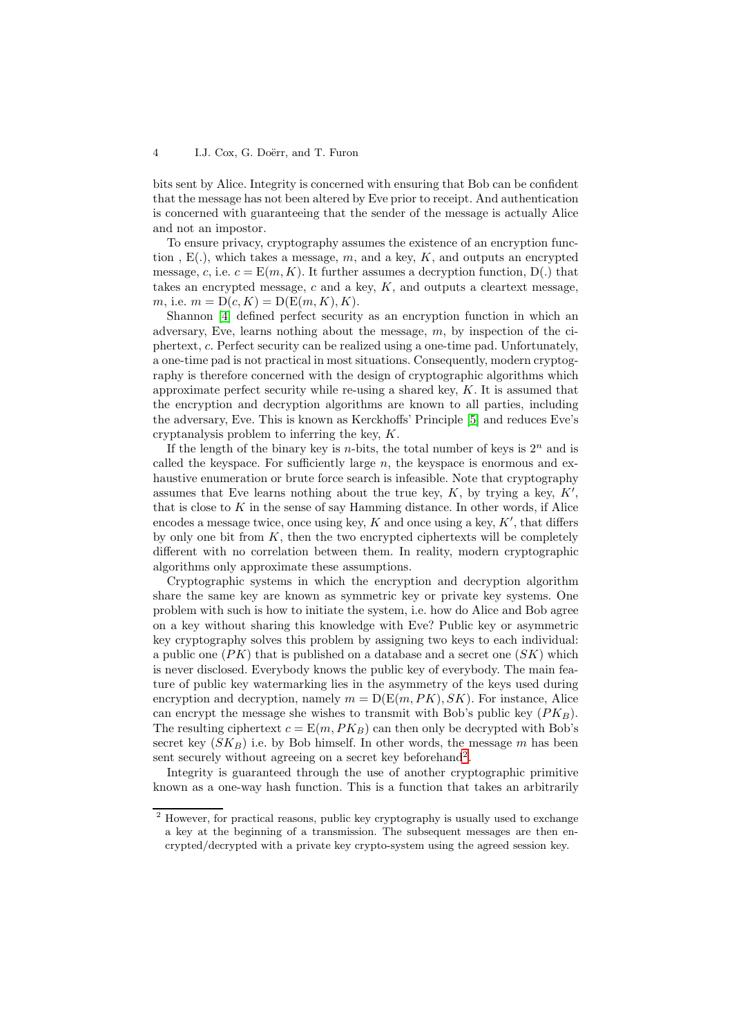bits sent by Alice. Integrity is concerned with ensuring that Bob can be confident that the message has not been altered by Eve prior to receipt. And authentication is concerned with guaranteeing that the sender of the message is actually Alice and not an impostor.

To ensure privacy, cryptography assumes the existence of an encryption function , E(.), which takes a message, $m$, and a key, $K$, and outputs an encrypted message, $c$, i.e. $c = \mathrm{E}(m, K)$. It further assumes a decryption function, D(.) that takes an encrypted message, $c$ and a key, $K$, and outputs a cleartext message, $m$, i.e. $m = \mathrm{D}(c, K) = \mathrm{D}(\mathrm{E}(m, K), K)$.

Shannon [4] defined perfect security as an encryption function in which an adversary, Eve, learns nothing about the message, $m$, by inspection of the ciphertext, $c$. Perfect security can be realized using a one-time pad. Unfortunately, a one-time pad is not practical in most situations. Consequently, modern cryptography is therefore concerned with the design of cryptographic algorithms which approximate perfect security while re-using a shared key, $K$. It is assumed that the encryption and decryption algorithms are known to all parties, including the adversary, Eve. This is known as Kerckhoffs' Principle [5] and reduces Eve's cryptanalysis problem to inferring the key, $K$.

If the length of the binary key is $n$-bits, the total number of keys is $2^n$ and is called the keyspace. For sufficiently large $n$, the keyspace is enormous and exhaustive enumeration or brute force search is infeasible. Note that cryptography assumes that Eve learns nothing about the true key, $K$, by trying a key, $K'$, that is close to $K$ in the sense of say Hamming distance. In other words, if Alice encodes a message twice, once using key, $K$ and once using a key, $K'$, that differs by only one bit from $K$, then the two encrypted ciphertexts will be completely different with no correlation between them. In reality, modern cryptographic algorithms only approximate these assumptions.

Cryptographic systems in which the encryption and decryption algorithm share the same key are known as symmetric key or private key systems. One problem with such is how to initiate the system, i.e. how do Alice and Bob agree on a key without sharing this knowledge with Eve? Public key or asymmetric key cryptography solves this problem by assigning two keys to each individual: a public one ($PK$) that is published on a database and a secret one ($SK$) which is never disclosed. Everybody knows the public key of everybody. The main feature of public key watermarking lies in the asymmetry of the keys used during encryption and decryption, namely $m = \mathrm{D}(\mathrm{E}(m, PK), SK)$. For instance, Alice can encrypt the message she wishes to transmit with Bob's public key ($PK_B$). The resulting ciphertext $c = \mathrm{E}(m, PK_B)$ can then only be decrypted with Bob's secret key ($SK_B$) i.e. by Bob himself. In other words, the message $m$ has been sent securely without agreeing on a secret key beforehand[2].

Integrity is guaranteed through the use of another cryptographic primitive known as a one-way hash function. This is a function that takes an arbitrarily

[2] However, for practical reasons, public key cryptography is usually used to exchange a key at the beginning of a transmission. The subsequent messages are then encrypted/decrypted with a private key crypto-system using the agreed session key.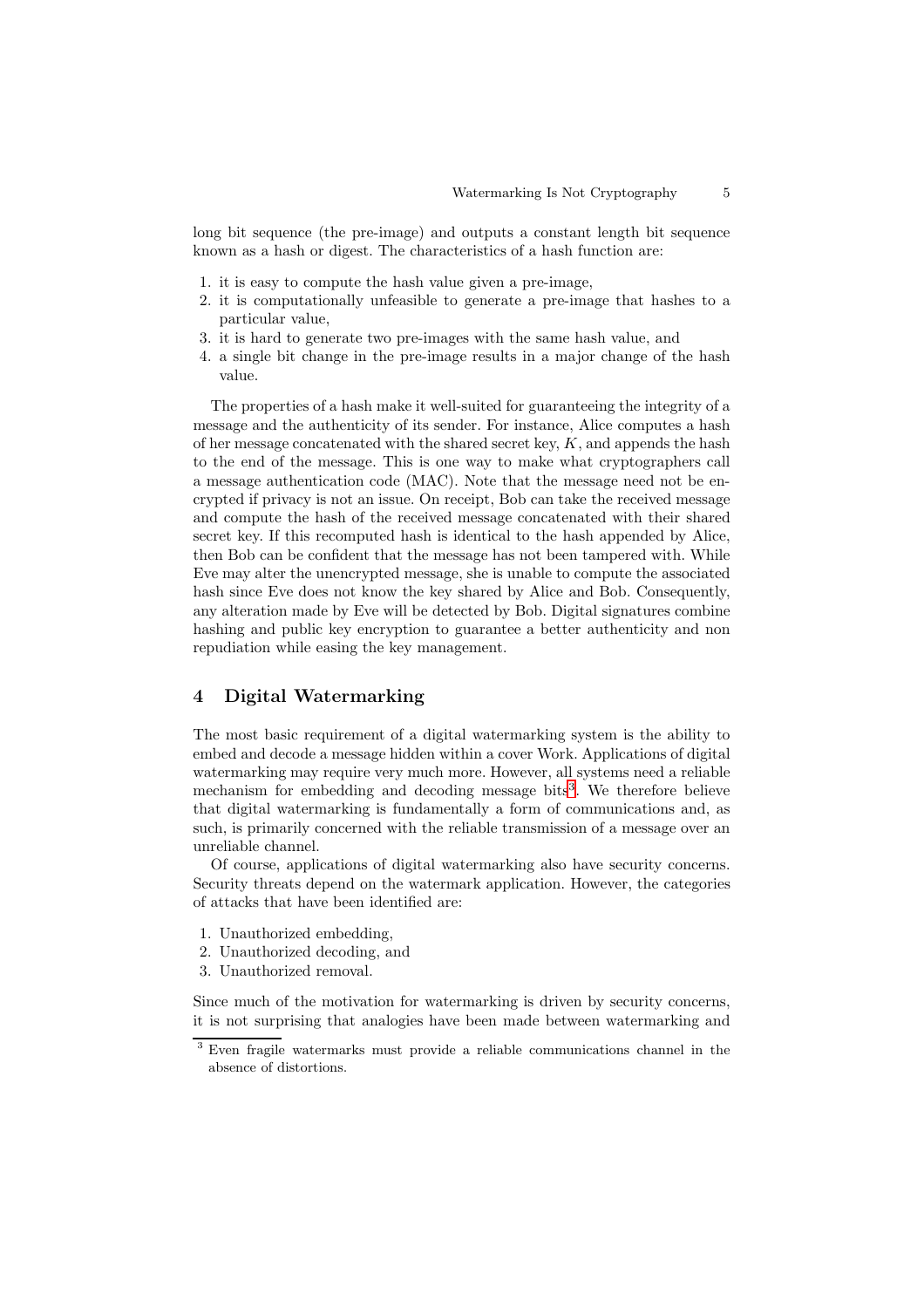long bit sequence (the pre-image) and outputs a constant length bit sequence known as a hash or digest. The characteristics of a hash function are:

1. it is easy to compute the hash value given a pre-image,
2. it is computationally unfeasible to generate a pre-image that hashes to a particular value,
3. it is hard to generate two pre-images with the same hash value, and
4. a single bit change in the pre-image results in a major change of the hash value.

The properties of a hash make it well-suited for guaranteeing the integrity of a message and the authenticity of its sender. For instance, Alice computes a hash of her message concatenated with the shared secret key, $K$, and appends the hash to the end of the message. This is one way to make what cryptographers call a message authentication code (MAC). Note that the message need not be encrypted if privacy is not an issue. On receipt, Bob can take the received message and compute the hash of the received message concatenated with their shared secret key. If this recomputed hash is identical to the hash appended by Alice, then Bob can be confident that the message has not been tampered with. While Eve may alter the unencrypted message, she is unable to compute the associated hash since Eve does not know the key shared by Alice and Bob. Consequently, any alteration made by Eve will be detected by Bob. Digital signatures combine hashing and public key encryption to guarantee a better authenticity and non repudiation while easing the key management.

## 4 Digital Watermarking

The most basic requirement of a digital watermarking system is the ability to embed and decode a message hidden within a cover Work. Applications of digital watermarking may require very much more. However, all systems need a reliable mechanism for embedding and decoding message bits[3]. We therefore believe that digital watermarking is fundamentally a form of communications and, as such, is primarily concerned with the reliable transmission of a message over an unreliable channel.

Of course, applications of digital watermarking also have security concerns. Security threats depend on the watermark application. However, the categories of attacks that have been identified are:

1. Unauthorized embedding,
2. Unauthorized decoding, and
3. Unauthorized removal.

Since much of the motivation for watermarking is driven by security concerns, it is not surprising that analogies have been made between watermarking and

[3] Even fragile watermarks must provide a reliable communications channel in the absence of distortions.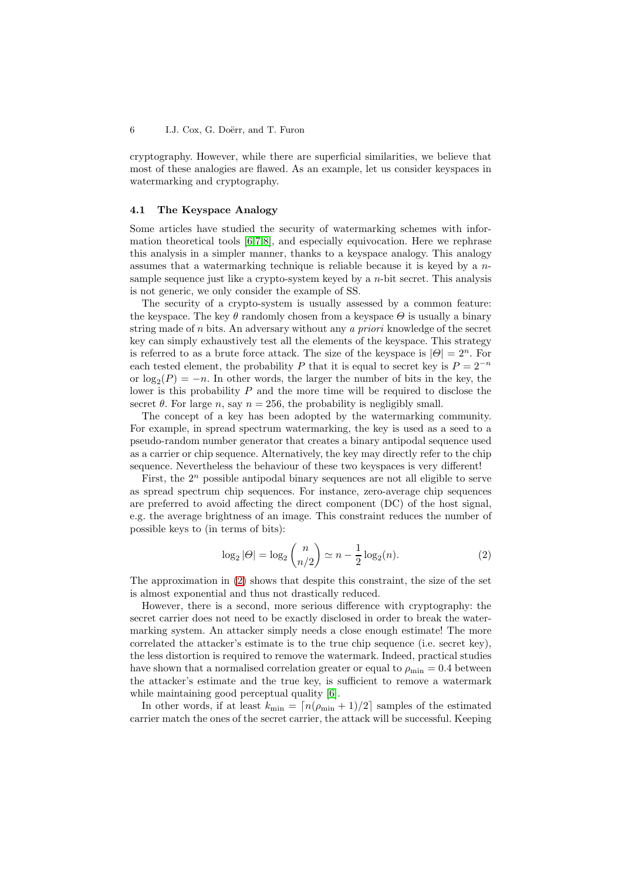cryptography. However, while there are superficial similarities, we believe that most of these analogies are flawed. As an example, let us consider keyspaces in watermarking and cryptography.

### 4.1 The Keyspace Analogy

Some articles have studied the security of watermarking schemes with information theoretical tools [6,7,8], and especially equivocation. Here we rephrase this analysis in a simpler manner, thanks to a keyspace analogy. This analogy assumes that a watermarking technique is reliable because it is keyed by a $n$-sample sequence just like a crypto-system keyed by a $n$-bit secret. This analysis is not generic, we only consider the example of SS.

The security of a crypto-system is usually assessed by a common feature: the keyspace. The key $\theta$ randomly chosen from a keyspace $\Theta$ is usually a binary string made of $n$ bits. An adversary without any *a priori* knowledge of the secret key can simply exhaustively test all the elements of the keyspace. This strategy is referred to as a brute force attack. The size of the keyspace is $|\Theta| = 2^n$. For each tested element, the probability $P$ that it is equal to secret key is $P = 2^{-n}$ or $\log_2(P) = -n$. In other words, the larger the number of bits in the key, the lower is this probability $P$ and the more time will be required to disclose the secret $\theta$. For large $n$, say $n = 256$, the probability is negligibly small.

The concept of a key has been adopted by the watermarking community. For example, in spread spectrum watermarking, the key is used as a seed to a pseudo-random number generator that creates a binary antipodal sequence used as a carrier or chip sequence. Alternatively, the key may directly refer to the chip sequence. Nevertheless the behaviour of these two keyspaces is very different!

First, the $2^n$ possible antipodal binary sequences are not all eligible to serve as spread spectrum chip sequences. For instance, zero-average chip sequences are preferred to avoid affecting the direct component (DC) of the host signal, e.g. the average brightness of an image. This constraint reduces the number of possible keys to (in terms of bits):

$$\log_2 |\Theta| = \log_2 \binom{n}{n/2} \simeq n - \frac{1}{2}\log_2(n). \tag{2}$$

The approximation in (2) shows that despite this constraint, the size of the set is almost exponential and thus not drastically reduced.

However, there is a second, more serious difference with cryptography: the secret carrier does not need to be exactly disclosed in order to break the watermarking system. An attacker simply needs a close enough estimate! The more correlated the attacker's estimate is to the true chip sequence (i.e. secret key), the less distortion is required to remove the watermark. Indeed, practical studies have shown that a normalised correlation greater or equal to $\rho_{\min} = 0.4$ between the attacker's estimate and the true key, is sufficient to remove a watermark while maintaining good perceptual quality [6].

In other words, if at least $k_{\min} = \lceil n(\rho_{\min} + 1)/2 \rceil$ samples of the estimated carrier match the ones of the secret carrier, the attack will be successful. Keeping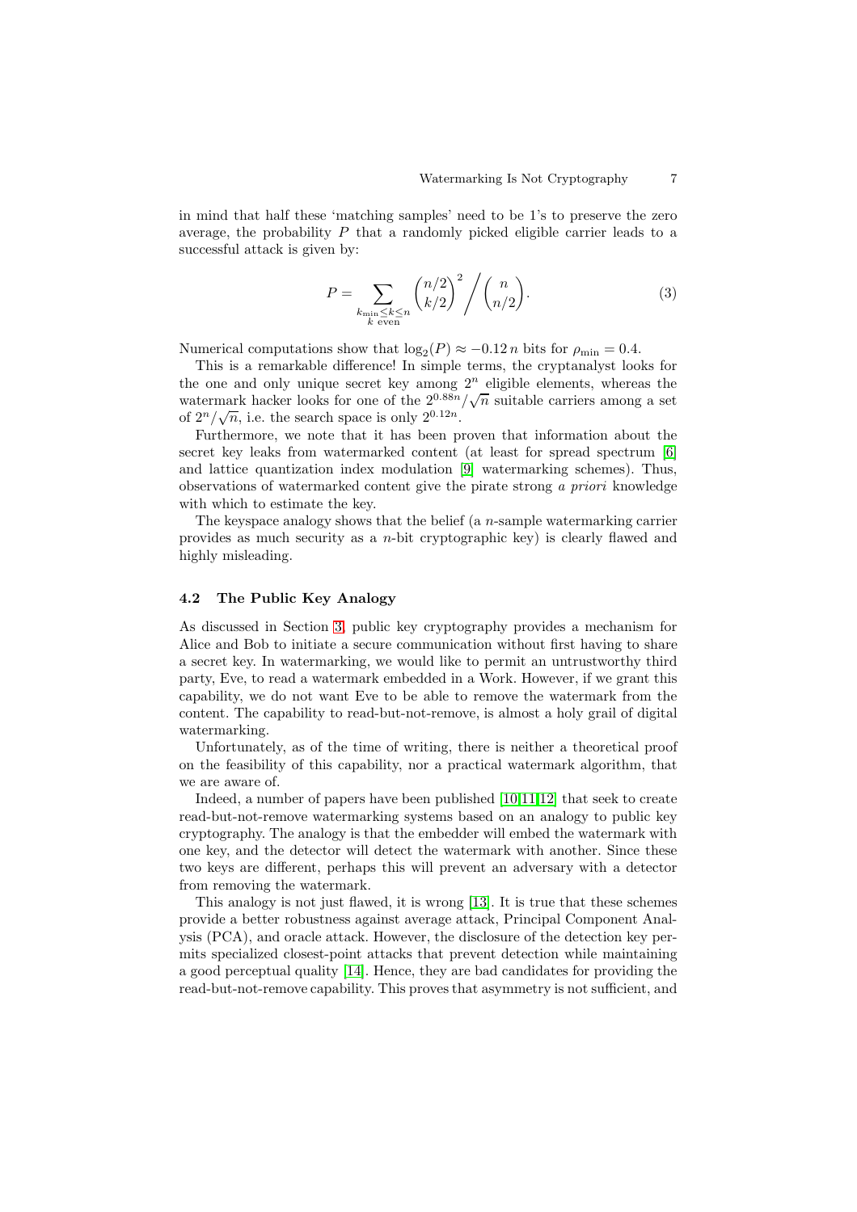in mind that half these 'matching samples' need to be 1's to preserve the zero average, the probability $P$ that a randomly picked eligible carrier leads to a successful attack is given by:

$$P = \sum_{\substack{k_{\min} \leq k \leq n \\ k \text{ even}}} \binom{n/2}{k/2}^2 \Bigg/ \binom{n}{n/2}. \tag{3}$$

Numerical computations show that $\log_2(P) \approx -0.12\,n$ bits for $\rho_{\min} = 0.4$.

This is a remarkable difference! In simple terms, the cryptanalyst looks for the one and only unique secret key among $2^n$ eligible elements, whereas the watermark hacker looks for one of the $2^{0.88n}/\sqrt{n}$ suitable carriers among a set of $2^n/\sqrt{n}$, i.e. the search space is only $2^{0.12n}$.

Furthermore, we note that it has been proven that information about the secret key leaks from watermarked content (at least for spread spectrum [6] and lattice quantization index modulation [9] watermarking schemes). Thus, observations of watermarked content give the pirate strong *a priori* knowledge with which to estimate the key.

The keyspace analogy shows that the belief (a $n$-sample watermarking carrier provides as much security as a $n$-bit cryptographic key) is clearly flawed and highly misleading.

### 4.2 The Public Key Analogy

As discussed in Section 3, public key cryptography provides a mechanism for Alice and Bob to initiate a secure communication without first having to share a secret key. In watermarking, we would like to permit an untrustworthy third party, Eve, to read a watermark embedded in a Work. However, if we grant this capability, we do not want Eve to be able to remove the watermark from the content. The capability to read-but-not-remove, is almost a holy grail of digital watermarking.

Unfortunately, as of the time of writing, there is neither a theoretical proof on the feasibility of this capability, nor a practical watermark algorithm, that we are aware of.

Indeed, a number of papers have been published [10,11,12] that seek to create read-but-not-remove watermarking systems based on an analogy to public key cryptography. The analogy is that the embedder will embed the watermark with one key, and the detector will detect the watermark with another. Since these two keys are different, perhaps this will prevent an adversary with a detector from removing the watermark.

This analogy is not just flawed, it is wrong [13]. It is true that these schemes provide a better robustness against average attack, Principal Component Analysis (PCA), and oracle attack. However, the disclosure of the detection key permits specialized closest-point attacks that prevent detection while maintaining a good perceptual quality [14]. Hence, they are bad candidates for providing the read-but-not-remove capability. This proves that asymmetry is not sufficient, and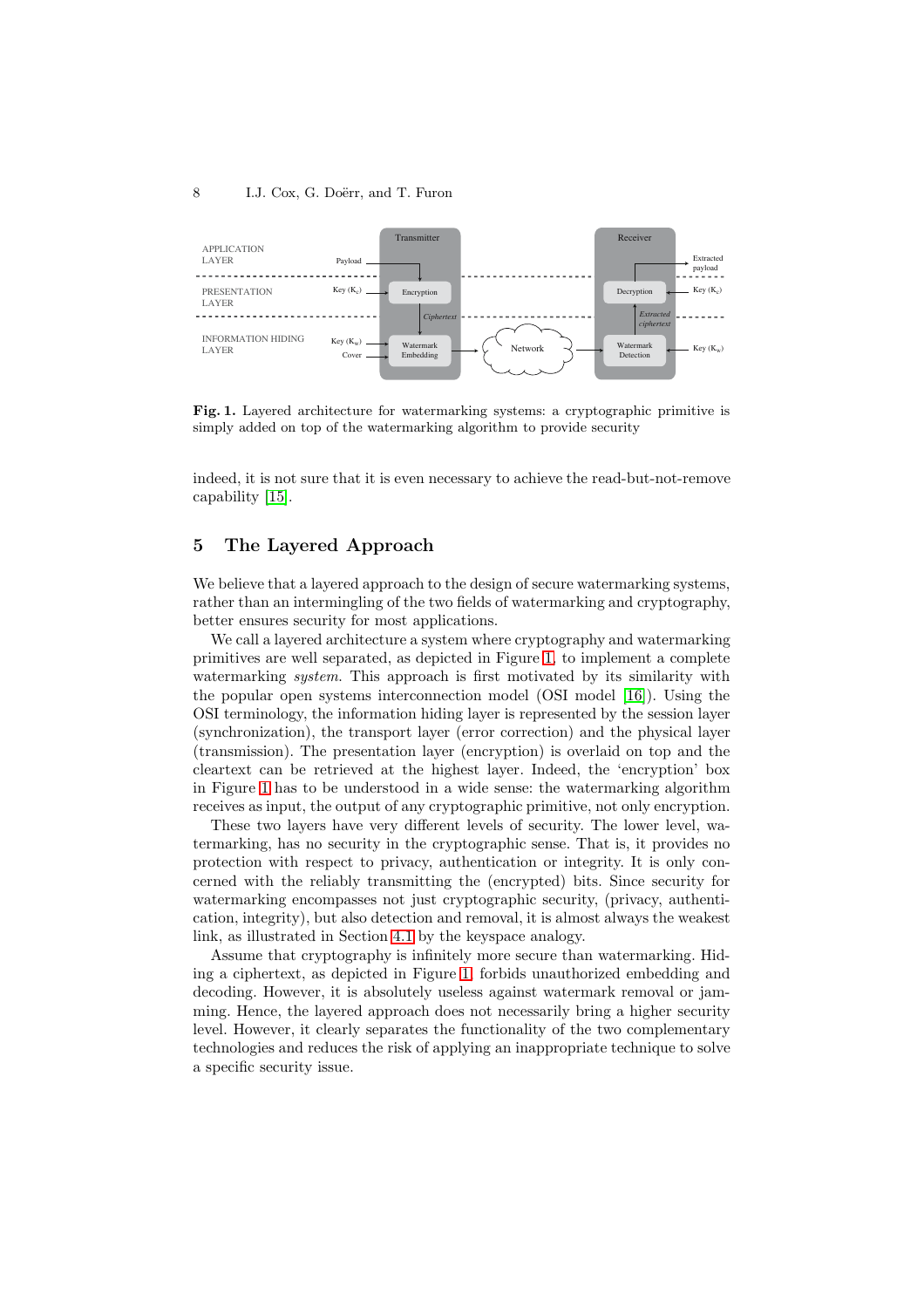**Fig. 1.** Layered architecture for watermarking systems: a cryptographic primitive is simply added on top of the watermarking algorithm to provide security

indeed, it is not sure that it is even necessary to achieve the read-but-not-remove capability [15].

## 5 The Layered Approach

We believe that a layered approach to the design of secure watermarking systems, rather than an intermingling of the two fields of watermarking and cryptography, better ensures security for most applications.

We call a layered architecture a system where cryptography and watermarking primitives are well separated, as depicted in Figure 1, to implement a complete watermarking *system*. This approach is first motivated by its similarity with the popular open systems interconnection model (OSI model [16]). Using the OSI terminology, the information hiding layer is represented by the session layer (synchronization), the transport layer (error correction) and the physical layer (transmission). The presentation layer (encryption) is overlaid on top and the cleartext can be retrieved at the highest layer. Indeed, the 'encryption' box in Figure 1 has to be understood in a wide sense: the watermarking algorithm receives as input, the output of any cryptographic primitive, not only encryption.

These two layers have very different levels of security. The lower level, watermarking, has no security in the cryptographic sense. That is, it provides no protection with respect to privacy, authentication or integrity. It is only concerned with the reliably transmitting the (encrypted) bits. Since security for watermarking encompasses not just cryptographic security, (privacy, authentication, integrity), but also detection and removal, it is almost always the weakest link, as illustrated in Section 4.1 by the keyspace analogy.

Assume that cryptography is infinitely more secure than watermarking. Hiding a ciphertext, as depicted in Figure 1, forbids unauthorized embedding and decoding. However, it is absolutely useless against watermark removal or jamming. Hence, the layered approach does not necessarily bring a higher security level. However, it clearly separates the functionality of the two complementary technologies and reduces the risk of applying an inappropriate technique to solve a specific security issue.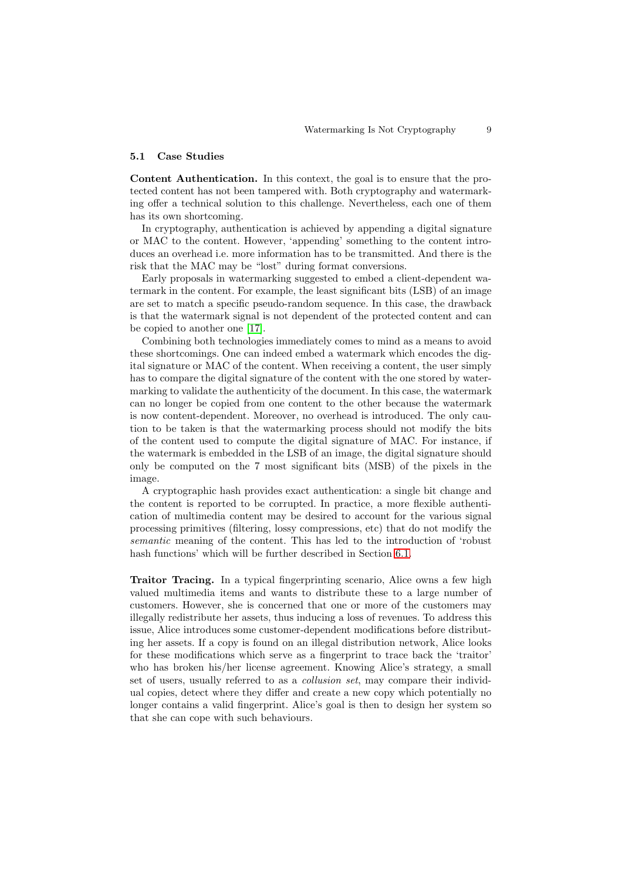### 5.1 Case Studies

**Content Authentication.** In this context, the goal is to ensure that the protected content has not been tampered with. Both cryptography and watermarking offer a technical solution to this challenge. Nevertheless, each one of them has its own shortcoming.

In cryptography, authentication is achieved by appending a digital signature or MAC to the content. However, 'appending' something to the content introduces an overhead i.e. more information has to be transmitted. And there is the risk that the MAC may be "lost" during format conversions.

Early proposals in watermarking suggested to embed a client-dependent watermark in the content. For example, the least significant bits (LSB) of an image are set to match a specific pseudo-random sequence. In this case, the drawback is that the watermark signal is not dependent of the protected content and can be copied to another one [17].

Combining both technologies immediately comes to mind as a means to avoid these shortcomings. One can indeed embed a watermark which encodes the digital signature or MAC of the content. When receiving a content, the user simply has to compare the digital signature of the content with the one stored by watermarking to validate the authenticity of the document. In this case, the watermark can no longer be copied from one content to the other because the watermark is now content-dependent. Moreover, no overhead is introduced. The only caution to be taken is that the watermarking process should not modify the bits of the content used to compute the digital signature of MAC. For instance, if the watermark is embedded in the LSB of an image, the digital signature should only be computed on the 7 most significant bits (MSB) of the pixels in the image.

A cryptographic hash provides exact authentication: a single bit change and the content is reported to be corrupted. In practice, a more flexible authentication of multimedia content may be desired to account for the various signal processing primitives (filtering, lossy compressions, etc) that do not modify the *semantic* meaning of the content. This has led to the introduction of 'robust hash functions' which will be further described in Section 6.1.

**Traitor Tracing.** In a typical fingerprinting scenario, Alice owns a few high valued multimedia items and wants to distribute these to a large number of customers. However, she is concerned that one or more of the customers may illegally redistribute her assets, thus inducing a loss of revenues. To address this issue, Alice introduces some customer-dependent modifications before distributing her assets. If a copy is found on an illegal distribution network, Alice looks for these modifications which serve as a fingerprint to trace back the 'traitor' who has broken his/her license agreement. Knowing Alice's strategy, a small set of users, usually referred to as a *collusion set*, may compare their individual copies, detect where they differ and create a new copy which potentially no longer contains a valid fingerprint. Alice's goal is then to design her system so that she can cope with such behaviours.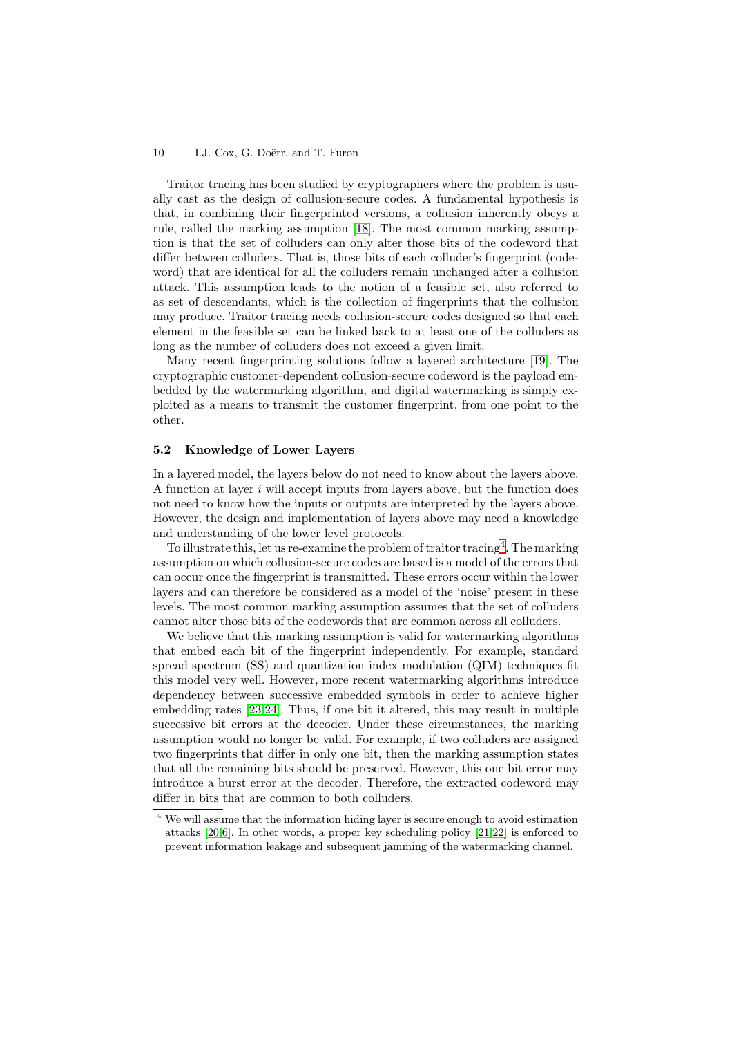Traitor tracing has been studied by cryptographers where the problem is usually cast as the design of collusion-secure codes. A fundamental hypothesis is that, in combining their fingerprinted versions, a collusion inherently obeys a rule, called the marking assumption [18]. The most common marking assumption is that the set of colluders can only alter those bits of the codeword that differ between colluders. That is, those bits of each colluder's fingerprint (codeword) that are identical for all the colluders remain unchanged after a collusion attack. This assumption leads to the notion of a feasible set, also referred to as set of descendants, which is the collection of fingerprints that the collusion may produce. Traitor tracing needs collusion-secure codes designed so that each element in the feasible set can be linked back to at least one of the colluders as long as the number of colluders does not exceed a given limit.

Many recent fingerprinting solutions follow a layered architecture [19]. The cryptographic customer-dependent collusion-secure codeword is the payload embedded by the watermarking algorithm, and digital watermarking is simply exploited as a means to transmit the customer fingerprint, from one point to the other.

### 5.2 Knowledge of Lower Layers

In a layered model, the layers below do not need to know about the layers above. A function at layer $i$ will accept inputs from layers above, but the function does not need to know how the inputs or outputs are interpreted by the layers above. However, the design and implementation of layers above may need a knowledge and understanding of the lower level protocols.

To illustrate this, let us re-examine the problem of traitor tracing[4]. The marking assumption on which collusion-secure codes are based is a model of the errors that can occur once the fingerprint is transmitted. These errors occur within the lower layers and can therefore be considered as a model of the 'noise' present in these levels. The most common marking assumption assumes that the set of colluders cannot alter those bits of the codewords that are common across all colluders.

We believe that this marking assumption is valid for watermarking algorithms that embed each bit of the fingerprint independently. For example, standard spread spectrum (SS) and quantization index modulation (QIM) techniques fit this model very well. However, more recent watermarking algorithms introduce dependency between successive embedded symbols in order to achieve higher embedding rates [23,24]. Thus, if one bit it altered, this may result in multiple successive bit errors at the decoder. Under these circumstances, the marking assumption would no longer be valid. For example, if two colluders are assigned two fingerprints that differ in only one bit, then the marking assumption states that all the remaining bits should be preserved. However, this one bit error may introduce a burst error at the decoder. Therefore, the extracted codeword may differ in bits that are common to both colluders.

[4] We will assume that the information hiding layer is secure enough to avoid estimation attacks [20,6]. In other words, a proper key scheduling policy [21,22] is enforced to prevent information leakage and subsequent jamming of the watermarking channel.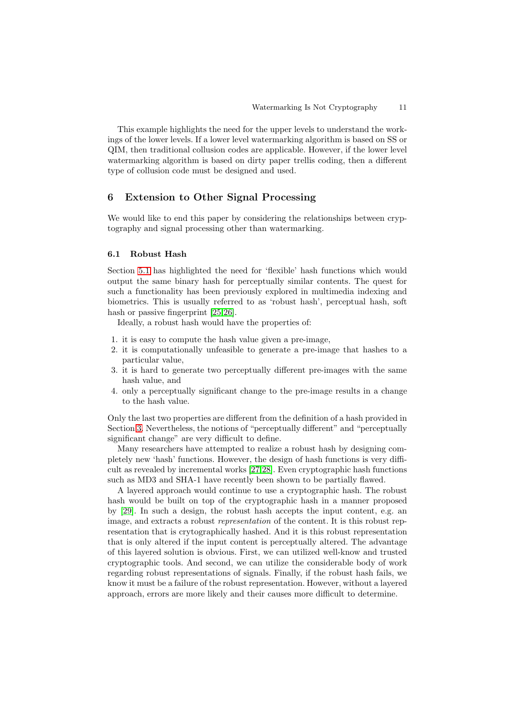This example highlights the need for the upper levels to understand the workings of the lower levels. If a lower level watermarking algorithm is based on SS or QIM, then traditional collusion codes are applicable. However, if the lower level watermarking algorithm is based on dirty paper trellis coding, then a different type of collusion code must be designed and used.

## 6 Extension to Other Signal Processing

We would like to end this paper by considering the relationships between cryptography and signal processing other than watermarking.

### 6.1 Robust Hash

Section 5.1 has highlighted the need for 'flexible' hash functions which would output the same binary hash for perceptually similar contents. The quest for such a functionality has been previously explored in multimedia indexing and biometrics. This is usually referred to as 'robust hash', perceptual hash, soft hash or passive fingerprint [25,26].

Ideally, a robust hash would have the properties of:

1. it is easy to compute the hash value given a pre-image,
2. it is computationally unfeasible to generate a pre-image that hashes to a particular value,
3. it is hard to generate two perceptually different pre-images with the same hash value, and
4. only a perceptually significant change to the pre-image results in a change to the hash value.

Only the last two properties are different from the definition of a hash provided in Section 3. Nevertheless, the notions of "perceptually different" and "perceptually significant change" are very difficult to define.

Many researchers have attempted to realize a robust hash by designing completely new 'hash' functions. However, the design of hash functions is very difficult as revealed by incremental works [27,28]. Even cryptographic hash functions such as MD3 and SHA-1 have recently been shown to be partially flawed.

A layered approach would continue to use a cryptographic hash. The robust hash would be built on top of the cryptographic hash in a manner proposed by [29]. In such a design, the robust hash accepts the input content, e.g. an image, and extracts a robust *representation* of the content. It is this robust representation that is crytographically hashed. And it is this robust representation that is only altered if the input content is perceptually altered. The advantage of this layered solution is obvious. First, we can utilized well-know and trusted cryptographic tools. And second, we can utilize the considerable body of work regarding robust representations of signals. Finally, if the robust hash fails, we know it must be a failure of the robust representation. However, without a layered approach, errors are more likely and their causes more difficult to determine.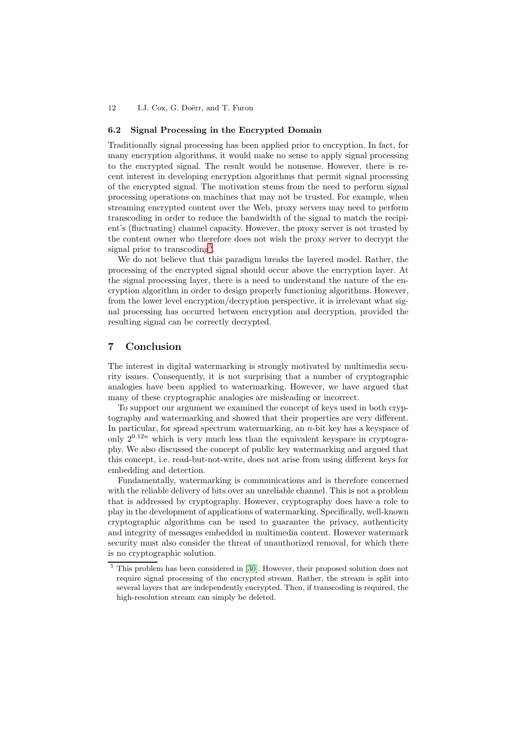### 6.2 Signal Processing in the Encrypted Domain

Traditionally signal processing has been applied prior to encryption. In fact, for many encryption algorithms, it would make no sense to apply signal processing to the encrypted signal. The result would be nonsense. However, there is recent interest in developing encryption algorithms that permit signal processing of the encrypted signal. The motivation stems from the need to perform signal processing operations on machines that may not be trusted. For example, when streaming encrypted content over the Web, proxy servers may need to perform transcoding in order to reduce the bandwidth of the signal to match the recipient's (fluctuating) channel capacity. However, the proxy server is not trusted by the content owner who therefore does not wish the proxy server to decrypt the signal prior to transcoding[5].

We do not believe that this paradigm breaks the layered model. Rather, the processing of the encrypted signal should occur above the encryption layer. At the signal processing layer, there is a need to understand the nature of the encryption algorithm in order to design properly functioning algorithms. However, from the lower level encryption/decryption perspective, it is irrelevant what signal processing has occurred between encryption and decryption, provided the resulting signal can be correctly decrypted.

## 7 Conclusion

The interest in digital watermarking is strongly motivated by multimedia security issues. Consequently, it is not surprising that a number of cryptographic analogies have been applied to watermarking. However, we have argued that many of these cryptographic analogies are misleading or incorrect.

To support our argument we examined the concept of keys used in both cryptography and watermarking and showed that their properties are very different. In particular, for spread spectrum watermarking, an $n$-bit key has a keyspace of only $2^{0.12n}$ which is very much less than the equivalent keyspace in cryptography. We also discussed the concept of public key watermarking and argued that this concept, i.e. read-but-not-write, does not arise from using different keys for embedding and detection.

Fundamentally, watermarking is communications and is therefore concerned with the reliable delivery of bits over an unreliable channel. This is not a problem that is addressed by cryptography. However, cryptography does have a role to play in the development of applications of watermarking. Specifically, well-known cryptographic algorithms can be used to guarantee the privacy, authenticity and integrity of messages embedded in multimedia content. However watermark security must also consider the threat of unauthorized removal, for which there is no cryptographic solution.

[5] This problem has been considered in [30]. However, their proposed solution does not require signal processing of the encrypted stream. Rather, the stream is split into several layers that are independently encrypted. Then, if transcoding is required, the high-resolution stream can simply be deleted.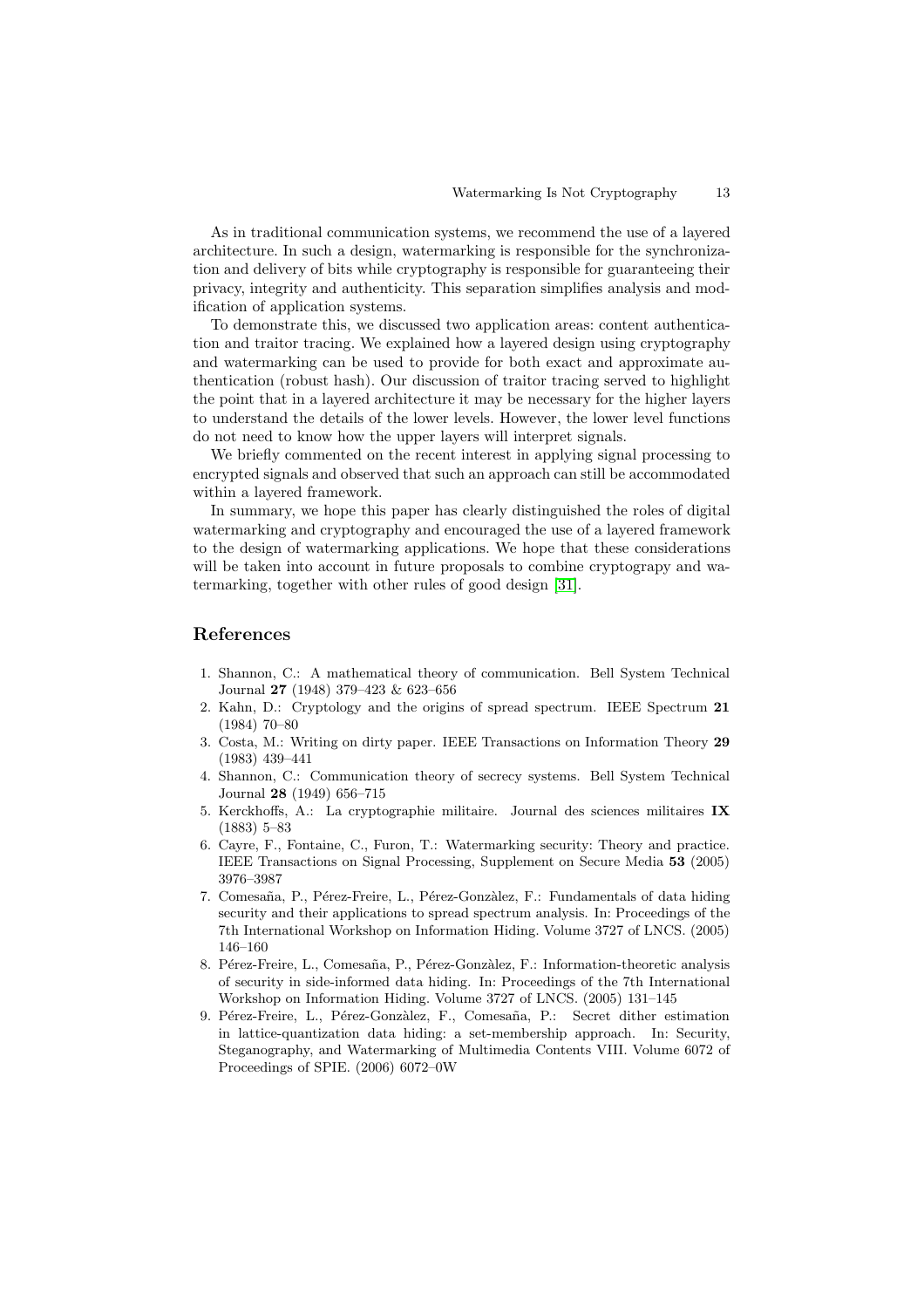As in traditional communication systems, we recommend the use of a layered architecture. In such a design, watermarking is responsible for the synchronization and delivery of bits while cryptography is responsible for guaranteeing their privacy, integrity and authenticity. This separation simplifies analysis and modification of application systems.

To demonstrate this, we discussed two application areas: content authentication and traitor tracing. We explained how a layered design using cryptography and watermarking can be used to provide for both exact and approximate authentication (robust hash). Our discussion of traitor tracing served to highlight the point that in a layered architecture it may be necessary for the higher layers to understand the details of the lower levels. However, the lower level functions do not need to know how the upper layers will interpret signals.

We briefly commented on the recent interest in applying signal processing to encrypted signals and observed that such an approach can still be accommodated within a layered framework.

In summary, we hope this paper has clearly distinguished the roles of digital watermarking and cryptography and encouraged the use of a layered framework to the design of watermarking applications. We hope that these considerations will be taken into account in future proposals to combine cryptograpy and watermarking, together with other rules of good design [31].

## References

1. Shannon, C.: A mathematical theory of communication. Bell System Technical Journal **27** (1948) 379–423 & 623–656
2. Kahn, D.: Cryptology and the origins of spread spectrum. IEEE Spectrum **21** (1984) 70–80
3. Costa, M.: Writing on dirty paper. IEEE Transactions on Information Theory **29** (1983) 439–441
4. Shannon, C.: Communication theory of secrecy systems. Bell System Technical Journal **28** (1949) 656–715
5. Kerckhoffs, A.: La cryptographie militaire. Journal des sciences militaires **IX** (1883) 5–83
6. Cayre, F., Fontaine, C., Furon, T.: Watermarking security: Theory and practice. IEEE Transactions on Signal Processing, Supplement on Secure Media **53** (2005) 3976–3987
7. Comesaña, P., Pérez-Freire, L., Pérez-Gonzàlez, F.: Fundamentals of data hiding security and their applications to spread spectrum analysis. In: Proceedings of the 7th International Workshop on Information Hiding. Volume 3727 of LNCS. (2005) 146–160
8. Pérez-Freire, L., Comesaña, P., Pérez-Gonzàlez, F.: Information-theoretic analysis of security in side-informed data hiding. In: Proceedings of the 7th International Workshop on Information Hiding. Volume 3727 of LNCS. (2005) 131–145
9. Pérez-Freire, L., Pérez-Gonzàlez, F., Comesaña, P.: Secret dither estimation in lattice-quantization data hiding: a set-membership approach. In: Security, Steganography, and Watermarking of Multimedia Contents VIII. Volume 6072 of Proceedings of SPIE. (2006) 6072–0W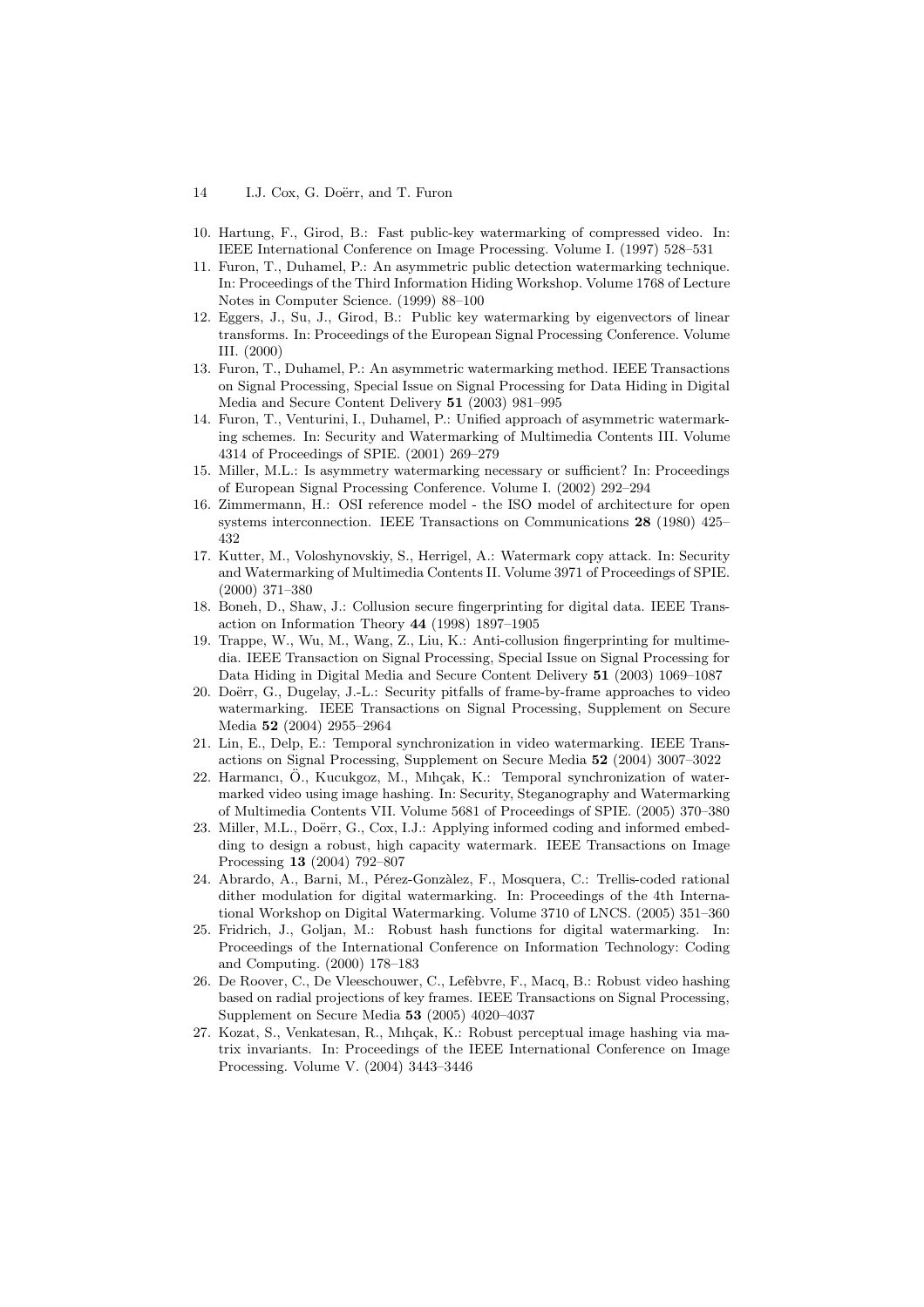10. Hartung, F., Girod, B.: Fast public-key watermarking of compressed video. In: IEEE International Conference on Image Processing. Volume I. (1997) 528–531
11. Furon, T., Duhamel, P.: An asymmetric public detection watermarking technique. In: Proceedings of the Third Information Hiding Workshop. Volume 1768 of Lecture Notes in Computer Science. (1999) 88–100
12. Eggers, J., Su, J., Girod, B.: Public key watermarking by eigenvectors of linear transforms. In: Proceedings of the European Signal Processing Conference. Volume III. (2000)
13. Furon, T., Duhamel, P.: An asymmetric watermarking method. IEEE Transactions on Signal Processing, Special Issue on Signal Processing for Data Hiding in Digital Media and Secure Content Delivery **51** (2003) 981–995
14. Furon, T., Venturini, I., Duhamel, P.: Unified approach of asymmetric watermarking schemes. In: Security and Watermarking of Multimedia Contents III. Volume 4314 of Proceedings of SPIE. (2001) 269–279
15. Miller, M.L.: Is asymmetry watermarking necessary or sufficient? In: Proceedings of European Signal Processing Conference. Volume I. (2002) 292–294
16. Zimmermann, H.: OSI reference model - the ISO model of architecture for open systems interconnection. IEEE Transactions on Communications **28** (1980) 425–432
17. Kutter, M., Voloshynovskiy, S., Herrigel, A.: Watermark copy attack. In: Security and Watermarking of Multimedia Contents II. Volume 3971 of Proceedings of SPIE. (2000) 371–380
18. Boneh, D., Shaw, J.: Collusion secure fingerprinting for digital data. IEEE Transaction on Information Theory **44** (1998) 1897–1905
19. Trappe, W., Wu, M., Wang, Z., Liu, K.: Anti-collusion fingerprinting for multimedia. IEEE Transaction on Signal Processing, Special Issue on Signal Processing for Data Hiding in Digital Media and Secure Content Delivery **51** (2003) 1069–1087
20. Doërr, G., Dugelay, J.-L.: Security pitfalls of frame-by-frame approaches to video watermarking. IEEE Transactions on Signal Processing, Supplement on Secure Media **52** (2004) 2955–2964
21. Lin, E., Delp, E.: Temporal synchronization in video watermarking. IEEE Transactions on Signal Processing, Supplement on Secure Media **52** (2004) 3007–3022
22. Harmancı, Ö., Kucukgoz, M., Mıhçak, K.: Temporal synchronization of watermarked video using image hashing. In: Security, Steganography and Watermarking of Multimedia Contents VII. Volume 5681 of Proceedings of SPIE. (2005) 370–380
23. Miller, M.L., Doërr, G., Cox, I.J.: Applying informed coding and informed embedding to design a robust, high capacity watermark. IEEE Transactions on Image Processing **13** (2004) 792–807
24. Abrardo, A., Barni, M., Pérez-Gonzàlez, F., Mosquera, C.: Trellis-coded rational dither modulation for digital watermarking. In: Proceedings of the 4th International Workshop on Digital Watermarking. Volume 3710 of LNCS. (2005) 351–360
25. Fridrich, J., Goljan, M.: Robust hash functions for digital watermarking. In: Proceedings of the International Conference on Information Technology: Coding and Computing. (2000) 178–183
26. De Roover, C., De Vleeschouwer, C., Lefèbvre, F., Macq, B.: Robust video hashing based on radial projections of key frames. IEEE Transactions on Signal Processing, Supplement on Secure Media **53** (2005) 4020–4037
27. Kozat, S., Venkatesan, R., Mıhçak, K.: Robust perceptual image hashing via matrix invariants. In: Proceedings of the IEEE International Conference on Image Processing. Volume V. (2004) 3443–3446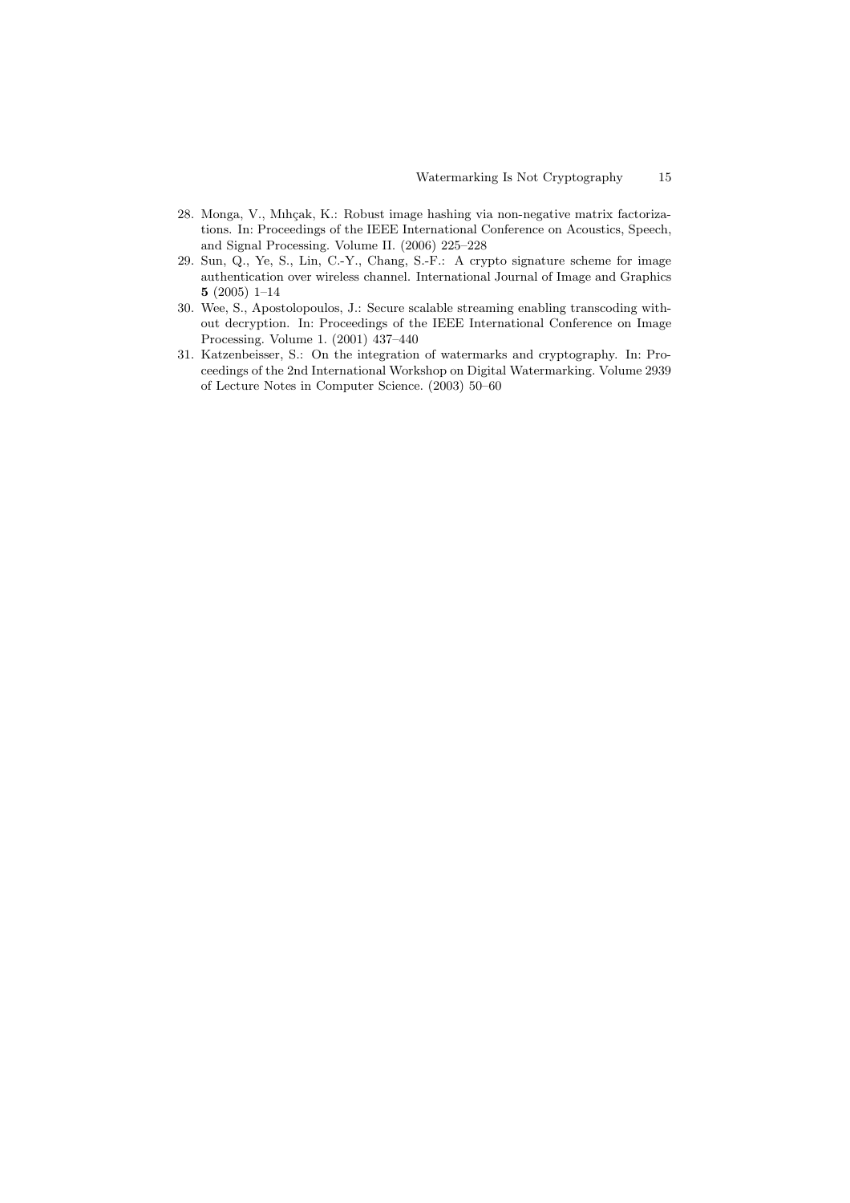28. Monga, V., Mıhçak, K.: Robust image hashing via non-negative matrix factorizations. In: Proceedings of the IEEE International Conference on Acoustics, Speech, and Signal Processing. Volume II. (2006) 225–228
29. Sun, Q., Ye, S., Lin, C.-Y., Chang, S.-F.: A crypto signature scheme for image authentication over wireless channel. International Journal of Image and Graphics **5** (2005) 1–14
30. Wee, S., Apostolopoulos, J.: Secure scalable streaming enabling transcoding without decryption. In: Proceedings of the IEEE International Conference on Image Processing. Volume 1. (2001) 437–440
31. Katzenbeisser, S.: On the integration of watermarks and cryptography. In: Proceedings of the 2nd International Workshop on Digital Watermarking. Volume 2939 of Lecture Notes in Computer Science. (2003) 50–60